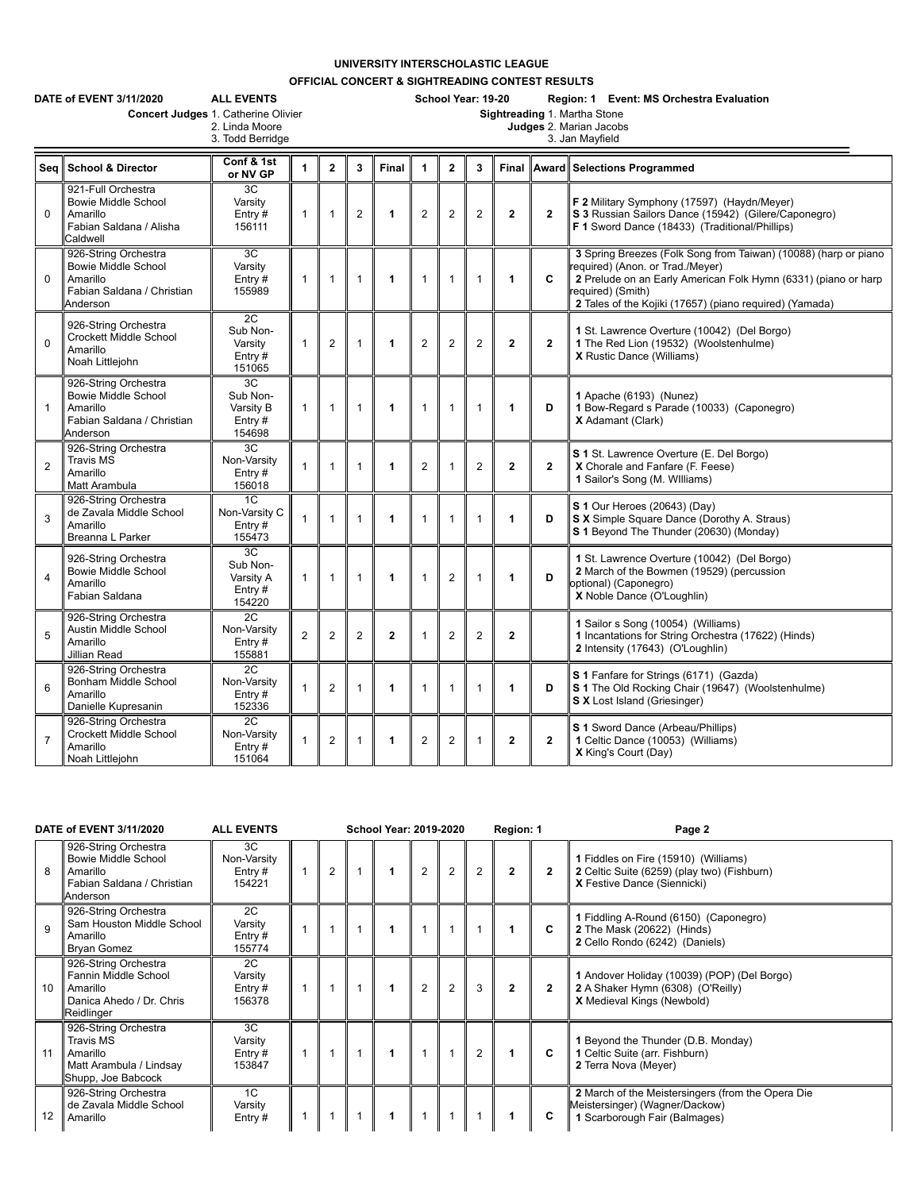# UNIVERSITY INTERSCHOLASTIC LEAGUE

## OFFICIAL CONCERT & SIGHTREADING CONTEST RESULTS

**DATE of EVENT 3/11/2020** **ALL EVENTS** **School Year: 19-20** **Region: 1 Event: MS Orchestra Evaluation**

**Concert Judges** 1. Catherine Olivier
2. Linda Moore
3. Todd Berridge

**Sightreading Judges** 1. Martha Stone
2. Marian Jacobs
3. Jan Mayfield

| Seq | School & Director | Conf & 1st or NV GP | 1 | 2 | 3 | Final | 1 | 2 | 3 | Final | Award | Selections Programmed |
|---|---|---|---|---|---|---|---|---|---|---|---|---|
| 0 | 921-Full Orchestra Bowie Middle School Amarillo Fabian Saldana / Alisha Caldwell | 3C Varsity Entry # 156111 | 1 | 1 | 2 | **1** | 2 | 2 | 2 | **2** | **2** | **F 2** Military Symphony (17597) (Haydn/Meyer) **S 3** Russian Sailors Dance (15942) (Gilere/Caponegro) **F 1** Sword Dance (18433) (Traditional/Phillips) |
| 0 | 926-String Orchestra Bowie Middle School Amarillo Fabian Saldana / Christian Anderson | 3C Varsity Entry # 155989 | 1 | 1 | 1 | **1** | 1 | 1 | 1 | **1** | **C** | **3** Spring Breezes (Folk Song from Taiwan) (10088) (harp or piano required) (Anon. or Trad./Meyer) **2** Prelude on an Early American Folk Hymn (6331) (piano or harp required) (Smith) **2** Tales of the Kojiki (17657) (piano required) (Yamada) |
| 0 | 926-String Orchestra Crockett Middle School Amarillo Noah Littlejohn | 2C Sub Non-Varsity Entry # 151065 | 1 | 2 | 1 | **1** | 2 | 2 | 2 | **2** | **2** | **1** St. Lawrence Overture (10042) (Del Borgo) **1** The Red Lion (19532) (Woolstenhulme) **X** Rustic Dance (Williams) |
| 1 | 926-String Orchestra Bowie Middle School Amarillo Fabian Saldana / Christian Anderson | 3C Sub Non-Varsity B Entry # 154698 | 1 | 1 | 1 | **1** | 1 | 1 | 1 | **1** | **D** | **1** Apache (6193) (Nunez) **1** Bow-Regard s Parade (10033) (Caponegro) **X** Adamant (Clark) |
| 2 | 926-String Orchestra Travis MS Amarillo Matt Arambula | 3C Non-Varsity Entry # 156018 | 1 | 1 | 1 | **1** | 2 | 1 | 2 | **2** | **2** | **S 1** St. Lawrence Overture (E. Del Borgo) **X** Chorale and Fanfare (F. Feese) **1** Sailor's Song (M. WIlliams) |
| 3 | 926-String Orchestra de Zavala Middle School Amarillo Breanna L Parker | 1C Non-Varsity C Entry # 155473 | 1 | 1 | 1 | **1** | 1 | 1 | 1 | **1** | **D** | **S 1** Our Heroes (20643) (Day) **S X** Simple Square Dance (Dorothy A. Straus) **S 1** Beyond The Thunder (20630) (Monday) |
| 4 | 926-String Orchestra Bowie Middle School Amarillo Fabian Saldana | 3C Sub Non-Varsity A Entry # 154220 | 1 | 1 | 1 | **1** | 1 | 2 | 1 | **1** | **D** | **1** St. Lawrence Overture (10042) (Del Borgo) **2** March of the Bowmen (19529) (percussion optional) (Caponegro) **X** Noble Dance (O'Loughlin) |
| 5 | 926-String Orchestra Austin Middle School Amarillo Jillian Read | 2C Non-Varsity Entry # 155881 | 2 | 2 | 2 | **2** | 1 | 2 | 2 | **2** | | **1** Sailor s Song (10054) (Williams) **1** Incantations for String Orchestra (17622) (Hinds) **2** Intensity (17643) (O'Loughlin) |
| 6 | 926-String Orchestra Bonham Middle School Amarillo Danielle Kupresanin | 2C Non-Varsity Entry # 152336 | 1 | 2 | 1 | **1** | 1 | 1 | 1 | **1** | **D** | **S 1** Fanfare for Strings (6171) (Gazda) **S 1** The Old Rocking Chair (19647) (Woolstenhulme) **S X** Lost Island (Griesinger) |
| 7 | 926-String Orchestra Crockett Middle School Amarillo Noah Littlejohn | 2C Non-Varsity Entry # 151064 | 1 | 2 | 1 | **1** | 2 | 2 | 1 | **2** | **2** | **S 1** Sword Dance (Arbeau/Phillips) **1** Celtic Dance (10053) (Williams) **X** King's Court (Day) |

**DATE of EVENT 3/11/2020** **ALL EVENTS** **School Year: 2019-2020** **Region: 1** **Page 2**

| Seq | School & Director | Conf & 1st or NV GP | 1 | 2 | 3 | Final | 1 | 2 | 3 | Final | Award | Selections Programmed |
|---|---|---|---|---|---|---|---|---|---|---|---|---|
| 8 | 926-String Orchestra Bowie Middle School Amarillo Fabian Saldana / Christian Anderson | 3C Non-Varsity Entry # 154221 | 1 | 2 | 1 | **1** | 2 | 2 | 2 | **2** | **2** | **1** Fiddles on Fire (15910) (Williams) **2** Celtic Suite (6259) (play two) (Fishburn) **X** Festive Dance (Siennicki) |
| 9 | 926-String Orchestra Sam Houston Middle School Amarillo Bryan Gomez | 2C Varsity Entry # 155774 | 1 | 1 | 1 | **1** | 1 | 1 | 1 | **1** | **C** | **1** Fiddling A-Round (6150) (Caponegro) **2** The Mask (20622) (Hinds) **2** Cello Rondo (6242) (Daniels) |
| 10 | 926-String Orchestra Fannin Middle School Amarillo Danica Ahedo / Dr. Chris Reidlinger | 2C Varsity Entry # 156378 | 1 | 1 | 1 | **1** | 2 | 2 | 3 | **2** | **2** | **1** Andover Holiday (10039) (POP) (Del Borgo) **2** A Shaker Hymn (6308) (O'Reilly) **X** Medieval Kings (Newbold) |
| 11 | 926-String Orchestra Travis MS Amarillo Matt Arambula / Lindsay Shupp, Joe Babcock | 3C Varsity Entry # 153847 | 1 | 1 | 1 | **1** | 1 | 1 | 2 | **1** | **C** | **1** Beyond the Thunder (D.B. Monday) **1** Celtic Suite (arr. Fishburn) **2** Terra Nova (Meyer) |
| 12 | 926-String Orchestra de Zavala Middle School Amarillo | 1C Varsity Entry # | 1 | 1 | 1 | **1** | 1 | 1 | 1 | **1** | **C** | **2** March of the Meistersingers (from the Opera Die Meistersinger) (Wagner/Dackow) **1** Scarborough Fair (Balmages) |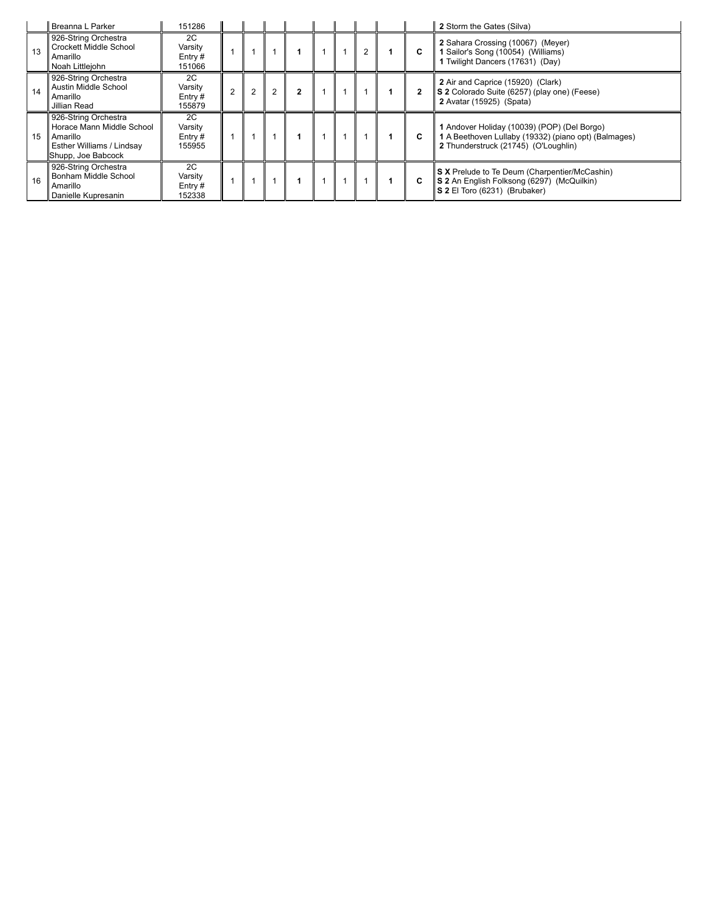| | | | | | | | | | | | | |
|---|---|---|---|---|---|---|---|---|---|---|---|---|
| | Breanna L Parker | 151286 | | | | | | | | | | **2** Storm the Gates (Silva) |
| 13 | 926-String Orchestra<br>Crockett Middle School<br>Amarillo<br>Noah Littlejohn | 2C<br>Varsity<br>Entry #<br>151066 | 1 | 1 | 1 | **1** | 1 | 1 | 2 | **1** | **C** | **2** Sahara Crossing (10067) (Meyer)<br>**1** Sailor's Song (10054) (Williams)<br>**1** Twilight Dancers (17631) (Day) |
| 14 | 926-String Orchestra<br>Austin Middle School<br>Amarillo<br>Jillian Read | 2C<br>Varsity<br>Entry #<br>155879 | 2 | 2 | 2 | **2** | 1 | 1 | 1 | **1** | **2** | **2** Air and Caprice (15920) (Clark)<br>**S 2** Colorado Suite (6257) (play one) (Feese)<br>**2** Avatar (15925) (Spata) |
| 15 | 926-String Orchestra<br>Horace Mann Middle School<br>Amarillo<br>Esther Williams / Lindsay Shupp, Joe Babcock | 2C<br>Varsity<br>Entry #<br>155955 | 1 | 1 | 1 | **1** | 1 | 1 | 1 | **1** | **C** | **1** Andover Holiday (10039) (POP) (Del Borgo)<br>**1** A Beethoven Lullaby (19332) (piano opt) (Balmages)<br>**2** Thunderstruck (21745) (O'Loughlin) |
| 16 | 926-String Orchestra<br>Bonham Middle School<br>Amarillo<br>Danielle Kupresanin | 2C<br>Varsity<br>Entry #<br>152338 | 1 | 1 | 1 | **1** | 1 | 1 | 1 | **1** | **C** | **S X** Prelude to Te Deum (Charpentier/McCashin)<br>**S 2** An English Folksong (6297) (McQuilkin)<br>**S 2** El Toro (6231) (Brubaker) |